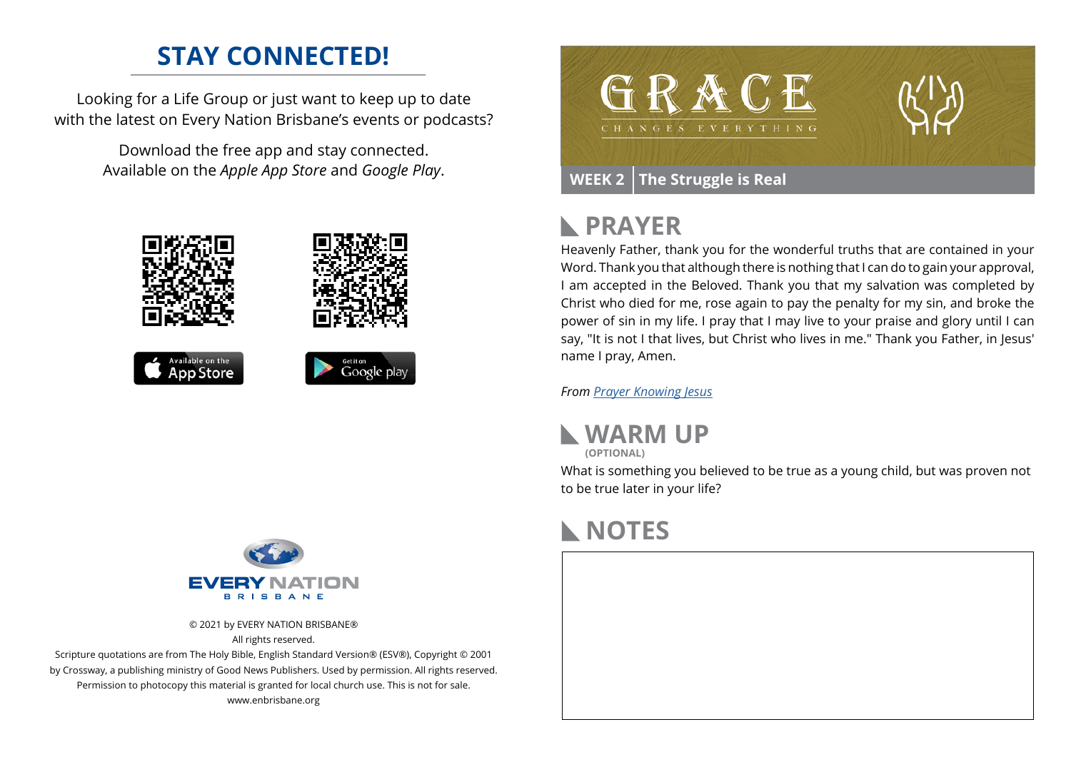## STAY CONNECTED!

Looking for a Life Group or just want to keep up to date with the latest on Every Nation Brisbane's events or podcasts?

Download the free app and stay connected. Available on the *Apple App Store* and *Google Play*.

EVERY NATION
BRISBANE

© 2021 by EVERY NATION BRISBANE®
All rights reserved.
Scripture quotations are from The Holy Bible, English Standard Version® (ESV®), Copyright © 2001 by Crossway, a publishing ministry of Good News Publishers. Used by permission. All rights reserved.
Permission to photocopy this material is granted for local church use. This is not for sale.
www.enbrisbane.org

# GRACE
CHANGES EVERYTHING

**WEEK 2 | The Struggle is Real**

## PRAYER

Heavenly Father, thank you for the wonderful truths that are contained in your Word. Thank you that although there is nothing that I can do to gain your approval, I am accepted in the Beloved. Thank you that my salvation was completed by Christ who died for me, rose again to pay the penalty for my sin, and broke the power of sin in my life. I pray that I may live to your praise and glory until I can say, "It is not I that lives, but Christ who lives in me." Thank you Father, in Jesus' name I pray, Amen.

*From Prayer Knowing Jesus*

## WARM UP
**(OPTIONAL)**

What is something you believed to be true as a young child, but was proven not to be true later in your life?

## NOTES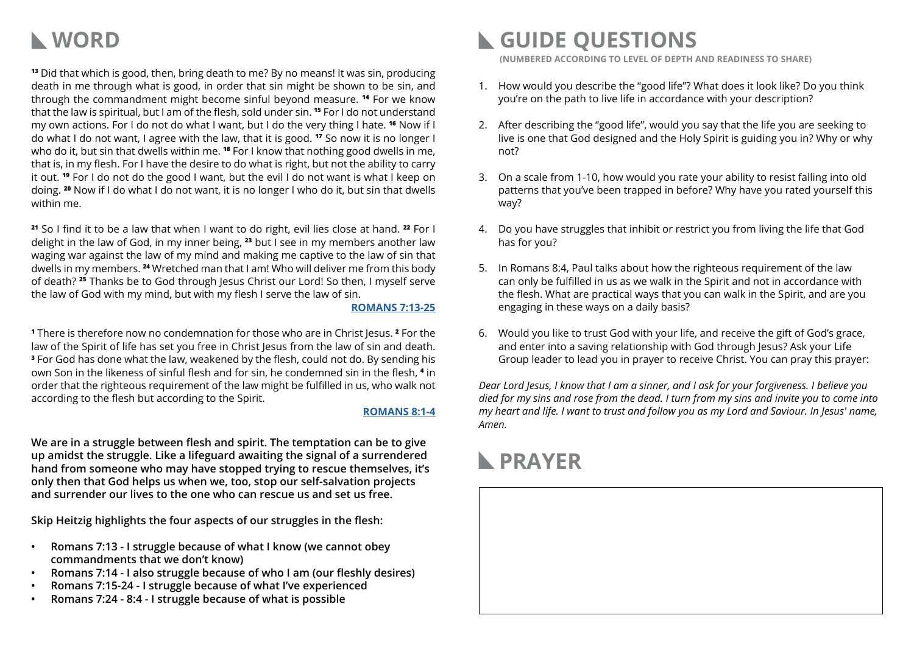# WORD

[13] Did that which is good, then, bring death to me? By no means! It was sin, producing death in me through what is good, in order that sin might be shown to be sin, and through the commandment might become sinful beyond measure. [14] For we know that the law is spiritual, but I am of the flesh, sold under sin. [15] For I do not understand my own actions. For I do not do what I want, but I do the very thing I hate. [16] Now if I do what I do not want, I agree with the law, that it is good. [17] So now it is no longer I who do it, but sin that dwells within me. [18] For I know that nothing good dwells in me, that is, in my flesh. For I have the desire to do what is right, but not the ability to carry it out. [19] For I do not do the good I want, but the evil I do not want is what I keep on doing. [20] Now if I do what I do not want, it is no longer I who do it, but sin that dwells within me.

[21] So I find it to be a law that when I want to do right, evil lies close at hand. [22] For I delight in the law of God, in my inner being, [23] but I see in my members another law waging war against the law of my mind and making me captive to the law of sin that dwells in my members. [24] Wretched man that I am! Who will deliver me from this body of death? [25] Thanks be to God through Jesus Christ our Lord! So then, I myself serve the law of God with my mind, but with my flesh I serve the law of sin.

**ROMANS 7:13-25**

[1] There is therefore now no condemnation for those who are in Christ Jesus. [2] For the law of the Spirit of life has set you free in Christ Jesus from the law of sin and death. [3] For God has done what the law, weakened by the flesh, could not do. By sending his own Son in the likeness of sinful flesh and for sin, he condemned sin in the flesh, [4] in order that the righteous requirement of the law might be fulfilled in us, who walk not according to the flesh but according to the Spirit.

**ROMANS 8:1-4**

**We are in a struggle between flesh and spirit. The temptation can be to give up amidst the struggle. Like a lifeguard awaiting the signal of a surrendered hand from someone who may have stopped trying to rescue themselves, it's only then that God helps us when we, too, stop our self-salvation projects and surrender our lives to the one who can rescue us and set us free.**

**Skip Heitzig highlights the four aspects of our struggles in the flesh:**

- **Romans 7:13 - I struggle because of what I know (we cannot obey commandments that we don't know)**
- **Romans 7:14 - I also struggle because of who I am (our fleshly desires)**
- **Romans 7:15-24 - I struggle because of what I've experienced**
- **Romans 7:24 - 8:4 - I struggle because of what is possible**

# GUIDE QUESTIONS

**(NUMBERED ACCORDING TO LEVEL OF DEPTH AND READINESS TO SHARE)**

1. How would you describe the "good life"? What does it look like? Do you think you're on the path to live life in accordance with your description?
2. After describing the "good life", would you say that the life you are seeking to live is one that God designed and the Holy Spirit is guiding you in? Why or why not?
3. On a scale from 1-10, how would you rate your ability to resist falling into old patterns that you've been trapped in before? Why have you rated yourself this way?
4. Do you have struggles that inhibit or restrict you from living the life that God has for you?
5. In Romans 8:4, Paul talks about how the righteous requirement of the law can only be fulfilled in us as we walk in the Spirit and not in accordance with the flesh. What are practical ways that you can walk in the Spirit, and are you engaging in these ways on a daily basis?
6. Would you like to trust God with your life, and receive the gift of God's grace, and enter into a saving relationship with God through Jesus? Ask your Life Group leader to lead you in prayer to receive Christ. You can pray this prayer:

*Dear Lord Jesus, I know that I am a sinner, and I ask for your forgiveness. I believe you died for my sins and rose from the dead. I turn from my sins and invite you to come into my heart and life. I want to trust and follow you as my Lord and Saviour. In Jesus' name, Amen.*

# PRAYER